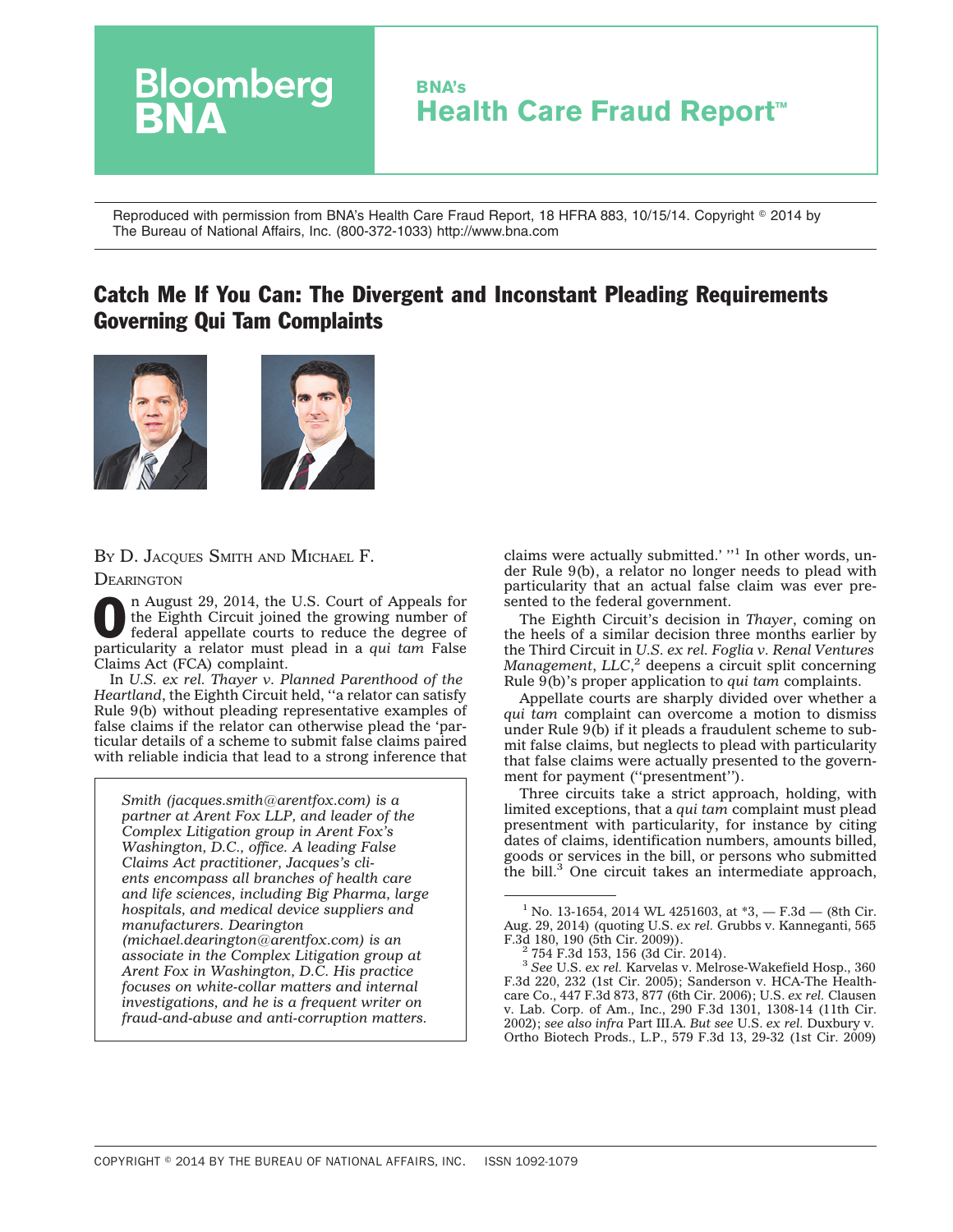Bloomberg BNA

**BNA's Health Care Fraud Report™**

Reproduced with permission from BNA's Health Care Fraud Report, 18 HFRA 883, 10/15/14. Copyright © 2014 by The Bureau of National Affairs, Inc. (800-372-1033) http://www.bna.com

# Catch Me If You Can: The Divergent and Inconstant Pleading Requirements Governing Qui Tam Complaints

BY D. JACQUES SMITH AND MICHAEL F. DEARINGTON

On August 29, 2014, the U.S. Court of Appeals for the Eighth Circuit joined the growing number of federal appellate courts to reduce the degree of particularity a relator must plead in a *qui tam* False Claims Act (FCA) complaint.

In *U.S. ex rel. Thayer v. Planned Parenthood of the Heartland*, the Eighth Circuit held, ''a relator can satisfy Rule 9(b) without pleading representative examples of false claims if the relator can otherwise plead the 'particular details of a scheme to submit false claims paired with reliable indicia that lead to a strong inference that claims were actually submitted.' ''[1] In other words, under Rule 9(b), a relator no longer needs to plead with particularity that an actual false claim was ever presented to the federal government.

*Smith (jacques.smith@arentfox.com) is a partner at Arent Fox LLP, and leader of the Complex Litigation group in Arent Fox's Washington, D.C., office. A leading False Claims Act practitioner, Jacques's clients encompass all branches of health care and life sciences, including Big Pharma, large hospitals, and medical device suppliers and manufacturers. Dearington (michael.dearington@arentfox.com) is an associate in the Complex Litigation group at Arent Fox in Washington, D.C. His practice focuses on white-collar matters and internal investigations, and he is a frequent writer on fraud-and-abuse and anti-corruption matters.*

The Eighth Circuit's decision in *Thayer*, coming on the heels of a similar decision three months earlier by the Third Circuit in *U.S. ex rel. Foglia v. Renal Ventures Management, LLC*,[2] deepens a circuit split concerning Rule 9(b)'s proper application to *qui tam* complaints.

Appellate courts are sharply divided over whether a *qui tam* complaint can overcome a motion to dismiss under Rule 9(b) if it pleads a fraudulent scheme to submit false claims, but neglects to plead with particularity that false claims were actually presented to the government for payment (''presentment'').

Three circuits take a strict approach, holding, with limited exceptions, that a *qui tam* complaint must plead presentment with particularity, for instance by citing dates of claims, identification numbers, amounts billed, goods or services in the bill, or persons who submitted the bill.[3] One circuit takes an intermediate approach,

---

[1] No. 13-1654, 2014 WL 4251603, at *3, — F.3d — (8th Cir. Aug. 29, 2014) (quoting U.S. *ex rel.* Grubbs v. Kanneganti, 565 F.3d 180, 190 (5th Cir. 2009)).

[2] 754 F.3d 153, 156 (3d Cir. 2014).

[3] *See* U.S. *ex rel.* Karvelas v. Melrose-Wakefield Hosp., 360 F.3d 220, 232 (1st Cir. 2005); Sanderson v. HCA-The Healthcare Co., 447 F.3d 873, 877 (6th Cir. 2006); U.S. *ex rel.* Clausen v. Lab. Corp. of Am., Inc., 290 F.3d 1301, 1308-14 (11th Cir. 2002); *see also infra* Part III.A. *But see* U.S. *ex rel.* Duxbury v. Ortho Biotech Prods., L.P., 579 F.3d 13, 29-32 (1st Cir. 2009)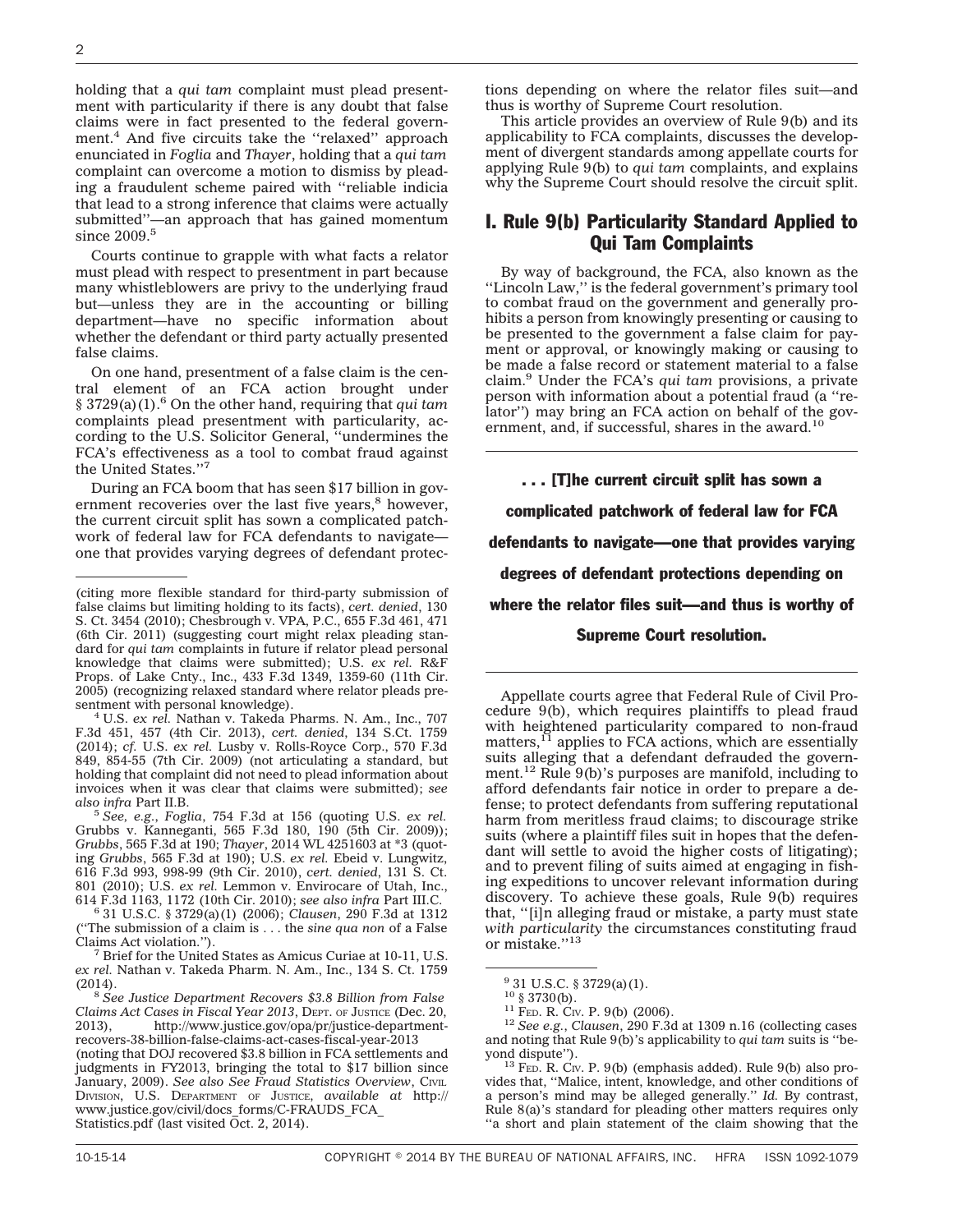holding that a *qui tam* complaint must plead presentment with particularity if there is any doubt that false claims were in fact presented to the federal government.[4] And five circuits take the ''relaxed'' approach enunciated in *Foglia* and *Thayer*, holding that a *qui tam* complaint can overcome a motion to dismiss by pleading a fraudulent scheme paired with ''reliable indicia that lead to a strong inference that claims were actually submitted''—an approach that has gained momentum since 2009.[5]

Courts continue to grapple with what facts a relator must plead with respect to presentment in part because many whistleblowers are privy to the underlying fraud but—unless they are in the accounting or billing department—have no specific information about whether the defendant or third party actually presented false claims.

On one hand, presentment of a false claim is the central element of an FCA action brought under § 3729(a)(1).[6] On the other hand, requiring that *qui tam* complaints plead presentment with particularity, according to the U.S. Solicitor General, ''undermines the FCA's effectiveness as a tool to combat fraud against the United States.''[7]

During an FCA boom that has seen $17 billion in government recoveries over the last five years,[8] however, the current circuit split has sown a complicated patchwork of federal law for FCA defendants to navigate—one that provides varying degrees of defendant protections depending on where the relator files suit—and thus is worthy of Supreme Court resolution.

This article provides an overview of Rule 9(b) and its applicability to FCA complaints, discusses the development of divergent standards among appellate courts for applying Rule 9(b) to *qui tam* complaints, and explains why the Supreme Court should resolve the circuit split.

## I. Rule 9(b) Particularity Standard Applied to Qui Tam Complaints

By way of background, the FCA, also known as the ''Lincoln Law,'' is the federal government's primary tool to combat fraud on the government and generally prohibits a person from knowingly presenting or causing to be presented to the government a false claim for payment or approval, or knowingly making or causing to be made a false record or statement material to a false claim.[9] Under the FCA's *qui tam* provisions, a private person with information about a potential fraud (a ''relator'') may bring an FCA action on behalf of the government, and, if successful, shares in the award.[10]

> **. . . [T]he current circuit split has sown a complicated patchwork of federal law for FCA defendants to navigate—one that provides varying degrees of defendant protections depending on where the relator files suit—and thus is worthy of Supreme Court resolution.**

Appellate courts agree that Federal Rule of Civil Procedure 9(b), which requires plaintiffs to plead fraud with heightened particularity compared to non-fraud matters,[11] applies to FCA actions, which are essentially suits alleging that a defendant defrauded the government.[12] Rule 9(b)'s purposes are manifold, including to afford defendants fair notice in order to prepare a defense; to protect defendants from suffering reputational harm from meritless fraud claims; to discourage strike suits (where a plaintiff files suit in hopes that the defendant will settle to avoid the higher costs of litigating); and to prevent filing of suits aimed at engaging in fishing expeditions to uncover relevant information during discovery. To achieve these goals, Rule 9(b) requires that, ''[i]n alleging fraud or mistake, a party must state *with particularity* the circumstances constituting fraud or mistake.''[13]

---

(citing more flexible standard for third-party submission of false claims but limiting holding to its facts), *cert. denied*, 130 S. Ct. 3454 (2010); Chesbrough v. VPA, P.C., 655 F.3d 461, 471 (6th Cir. 2011) (suggesting court might relax pleading standard for *qui tam* complaints in future if relator plead personal knowledge that claims were submitted); U.S. *ex rel.* R&F Props. of Lake Cnty., Inc., 433 F.3d 1349, 1359-60 (11th Cir. 2005) (recognizing relaxed standard where relator pleads presentment with personal knowledge).

[4] U.S. *ex rel.* Nathan v. Takeda Pharms. N. Am., Inc., 707 F.3d 451, 457 (4th Cir. 2013), *cert. denied*, 134 S.Ct. 1759 (2014); *cf.* U.S. *ex rel.* Lusby v. Rolls-Royce Corp., 570 F.3d 849, 854-55 (7th Cir. 2009) (not articulating a standard, but holding that complaint did not need to plead information about invoices when it was clear that claims were submitted); *see also infra* Part II.B.

[5] *See, e.g.*, *Foglia*, 754 F.3d at 156 (quoting U.S. *ex rel.* Grubbs v. Kanneganti, 565 F.3d 180, 190 (5th Cir. 2009)); *Grubbs*, 565 F.3d at 190; *Thayer*, 2014 WL 4251603 at *3 (quoting *Grubbs*, 565 F.3d at 190); U.S. *ex rel.* Ebeid v. Lungwitz, 616 F.3d 993, 998-99 (9th Cir. 2010), *cert. denied*, 131 S. Ct. 801 (2010); U.S. *ex rel.* Lemmon v. Envirocare of Utah, Inc., 614 F.3d 1163, 1172 (10th Cir. 2010); *see also infra* Part III.C.

[6] 31 U.S.C. § 3729(a)(1) (2006); *Clausen*, 290 F.3d at 1312 (''The submission of a claim is . . . the *sine qua non* of a False Claims Act violation.'').

[7] Brief for the United States as Amicus Curiae at 10-11, U.S. *ex rel.* Nathan v. Takeda Pharm. N. Am., Inc., 134 S. Ct. 1759 (2014).

[8] *See Justice Department Recovers $3.8 Billion from False Claims Act Cases in Fiscal Year 2013*, Dept. of Justice (Dec. 20, 2013), http://www.justice.gov/opa/pr/justice-department-recovers-38-billion-false-claims-act-cases-fiscal-year-2013 (noting that DOJ recovered $3.8 billion in FCA settlements and judgments in FY2013, bringing the total to $17 billion since January, 2009). *See also See Fraud Statistics Overview*, Civil Division, U.S. Department of Justice, *available at* http://www.justice.gov/civil/docs_forms/C-FRAUDS_FCA_Statistics.pdf (last visited Oct. 2, 2014).

[9] 31 U.S.C. § 3729(a)(1).

[10] § 3730(b).

[11] Fed. R. Civ. P. 9(b) (2006).

[12] *See e.g.*, *Clausen*, 290 F.3d at 1309 n.16 (collecting cases and noting that Rule 9(b)'s applicability to *qui tam* suits is ''beyond dispute'').

[13] Fed. R. Civ. P. 9(b) (emphasis added). Rule 9(b) also provides that, ''Malice, intent, knowledge, and other conditions of a person's mind may be alleged generally.'' *Id.* By contrast, Rule 8(a)'s standard for pleading other matters requires only ''a short and plain statement of the claim showing that the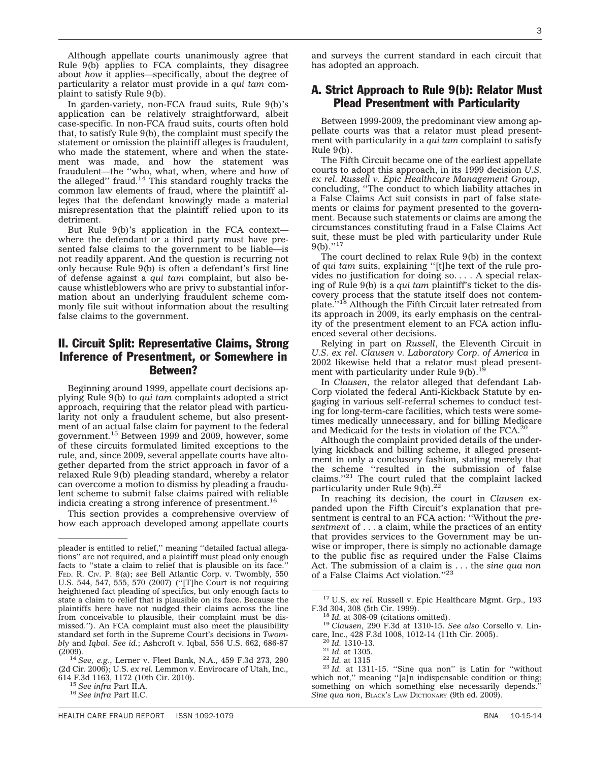Although appellate courts unanimously agree that Rule 9(b) applies to FCA complaints, they disagree about *how* it applies—specifically, about the degree of particularity a relator must provide in a *qui tam* complaint to satisfy Rule 9(b).

In garden-variety, non-FCA fraud suits, Rule 9(b)'s application can be relatively straightforward, albeit case-specific. In non-FCA fraud suits, courts often hold that, to satisfy Rule 9(b), the complaint must specify the statement or omission the plaintiff alleges is fraudulent, who made the statement, where and when the statement was made, and how the statement was fraudulent—the ''who, what, when, where and how of the alleged'' fraud.[14] This standard roughly tracks the common law elements of fraud, where the plaintiff alleges that the defendant knowingly made a material misrepresentation that the plaintiff relied upon to its detriment.

But Rule 9(b)'s application in the FCA context—where the defendant or a third party must have presented false claims to the government to be liable—is not readily apparent. And the question is recurring not only because Rule 9(b) is often a defendant's first line of defense against a *qui tam* complaint, but also because whistleblowers who are privy to substantial information about an underlying fraudulent scheme commonly file suit without information about the resulting false claims to the government.

## II. Circuit Split: Representative Claims, Strong Inference of Presentment, or Somewhere in Between?

Beginning around 1999, appellate court decisions applying Rule 9(b) to *qui tam* complaints adopted a strict approach, requiring that the relator plead with particularity not only a fraudulent scheme, but also presentment of an actual false claim for payment to the federal government.[15] Between 1999 and 2009, however, some of these circuits formulated limited exceptions to the rule, and, since 2009, several appellate courts have altogether departed from the strict approach in favor of a relaxed Rule 9(b) pleading standard, whereby a relator can overcome a motion to dismiss by pleading a fraudulent scheme to submit false claims paired with reliable indicia creating a strong inference of presentment.[16]

This section provides a comprehensive overview of how each approach developed among appellate courts and surveys the current standard in each circuit that has adopted an approach.

### A. Strict Approach to Rule 9(b): Relator Must Plead Presentment with Particularity

Between 1999-2009, the predominant view among appellate courts was that a relator must plead presentment with particularity in a *qui tam* complaint to satisfy Rule 9(b).

The Fifth Circuit became one of the earliest appellate courts to adopt this approach, in its 1999 decision *U.S. ex rel. Russell v. Epic Healthcare Management Group*, concluding, ''The conduct to which liability attaches in a False Claims Act suit consists in part of false statements or claims for payment presented to the government. Because such statements or claims are among the circumstances constituting fraud in a False Claims Act suit, these must be pled with particularity under Rule 9(b).''[17]

The court declined to relax Rule 9(b) in the context of *qui tam* suits, explaining ''[t]he text of the rule provides no justification for doing so. . . . A special relaxing of Rule 9(b) is a *qui tam* plaintiff's ticket to the discovery process that the statute itself does not contemplate.''[18] Although the Fifth Circuit later retreated from its approach in 2009, its early emphasis on the centrality of the presentment element to an FCA action influenced several other decisions.

Relying in part on *Russell*, the Eleventh Circuit in *U.S. ex rel. Clausen v. Laboratory Corp. of America* in 2002 likewise held that a relator must plead presentment with particularity under Rule 9(b).[19]

In *Clausen*, the relator alleged that defendant LabCorp violated the federal Anti-Kickback Statute by engaging in various self-referral schemes to conduct testing for long-term-care facilities, which tests were sometimes medically unnecessary, and for billing Medicare and Medicaid for the tests in violation of the FCA.[20]

Although the complaint provided details of the underlying kickback and billing scheme, it alleged presentment in only a conclusory fashion, stating merely that the scheme ''resulted in the submission of false claims.''[21] The court ruled that the complaint lacked particularity under Rule 9(b).[22]

In reaching its decision, the court in *Clausen* expanded upon the Fifth Circuit's explanation that presentment is central to an FCA action: ''Without the *presentment* of . . . a claim, while the practices of an entity that provides services to the Government may be unwise or improper, there is simply no actionable damage to the public fisc as required under the False Claims Act. The submission of a claim is . . . the *sine qua non* of a False Claims Act violation.''[23]

---

pleader is entitled to relief,'' meaning ''detailed factual allegations'' are not required, and a plaintiff must plead only enough facts to ''state a claim to relief that is plausible on its face.'' Fed. R. Civ. P. 8(a); *see* Bell Atlantic Corp. v. Twombly, 550 U.S. 544, 547, 555, 570 (2007) (''[T]he Court is not requiring heightened fact pleading of specifics, but only enough facts to state a claim to relief that is plausible on its face. Because the plaintiffs here have not nudged their claims across the line from conceivable to plausible, their complaint must be dismissed.''). An FCA complaint must also meet the plausibility standard set forth in the Supreme Court's decisions in *Twombly* and *Iqbal*. *See id.*; Ashcroft v. Iqbal, 556 U.S. 662, 686-87 (2009).

[14] *See, e.g.*, Lerner v. Fleet Bank, N.A., 459 F.3d 273, 290 (2d Cir. 2006); U.S. *ex rel.* Lemmon v. Envirocare of Utah, Inc., 614 F.3d 1163, 1172 (10th Cir. 2010).

[15] *See infra* Part II.A.

[16] *See infra* Part II.C.

[17] U.S. *ex rel.* Russell v. Epic Healthcare Mgmt. Grp., 193 F.3d 304, 308 (5th Cir. 1999).

[18] *Id.* at 308-09 (citations omitted).

[19] *Clausen*, 290 F.3d at 1310-15. *See also* Corsello v. Lincare, Inc., 428 F.3d 1008, 1012-14 (11th Cir. 2005).

[20] *Id.* 1310-13.

[21] *Id.* at 1305.

[22] *Id.* at 1315

[23] *Id.* at 1311-15. ''Sine qua non'' is Latin for ''without which not,'' meaning ''[a]n indispensable condition or thing; something on which something else necessarily depends.'' *Sine qua non*, Black's Law Dictionary (9th ed. 2009).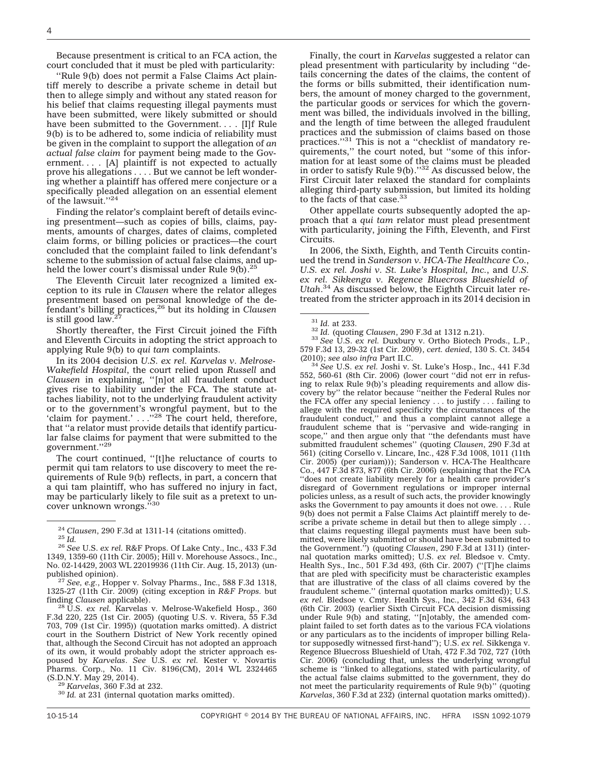Because presentment is critical to an FCA action, the court concluded that it must be pled with particularity:

''Rule 9(b) does not permit a False Claims Act plaintiff merely to describe a private scheme in detail but then to allege simply and without any stated reason for his belief that claims requesting illegal payments must have been submitted, were likely submitted or should have been submitted to the Government. . . . [I]f Rule 9(b) is to be adhered to, some indicia of reliability must be given in the complaint to support the allegation of *an actual false claim* for payment being made to the Government. . . . [A] plaintiff is not expected to actually prove his allegations . . . . But we cannot be left wondering whether a plaintiff has offered mere conjecture or a specifically pleaded allegation on an essential element of the lawsuit.''[24]

Finding the relator's complaint bereft of details evincing presentment—such as copies of bills, claims, payments, amounts of charges, dates of claims, completed claim forms, or billing policies or practices—the court concluded that the complaint failed to link defendant's scheme to the submission of actual false claims, and upheld the lower court's dismissal under Rule 9(b).[25]

The Eleventh Circuit later recognized a limited exception to its rule in *Clausen* where the relator alleges presentment based on personal knowledge of the defendant's billing practices,[26] but its holding in *Clausen* is still good law.[27]

Shortly thereafter, the First Circuit joined the Fifth and Eleventh Circuits in adopting the strict approach to applying Rule 9(b) to *qui tam* complaints.

In its 2004 decision *U.S. ex rel. Karvelas v. Melrose-Wakefield Hospital*, the court relied upon *Russell* and *Clausen* in explaining, ''[n]ot all fraudulent conduct gives rise to liability under the FCA. The statute attaches liability, not to the underlying fraudulent activity or to the government's wrongful payment, but to the 'claim for payment.' . . .''[28] The court held, therefore, that ''a relator must provide details that identify particular false claims for payment that were submitted to the government.''[29]

The court continued, ''[t]he reluctance of courts to permit qui tam relators to use discovery to meet the requirements of Rule 9(b) reflects, in part, a concern that a qui tam plaintiff, who has suffered no injury in fact, may be particularly likely to file suit as a pretext to uncover unknown wrongs.''[30]

Finally, the court in *Karvelas* suggested a relator can plead presentment with particularity by including ''details concerning the dates of the claims, the content of the forms or bills submitted, their identification numbers, the amount of money charged to the government, the particular goods or services for which the government was billed, the individuals involved in the billing, and the length of time between the alleged fraudulent practices and the submission of claims based on those practices.''[31] This is not a ''checklist of mandatory requirements,'' the court noted, but ''some of this information for at least some of the claims must be pleaded in order to satisfy Rule 9(b).''[32] As discussed below, the First Circuit later relaxed the standard for complaints alleging third-party submission, but limited its holding to the facts of that case.[33]

Other appellate courts subsequently adopted the approach that a *qui tam* relator must plead presentment with particularity, joining the Fifth, Eleventh, and First Circuits.

In 2006, the Sixth, Eighth, and Tenth Circuits continued the trend in *Sanderson v. HCA-The Healthcare Co.*, *U.S. ex rel. Joshi v. St. Luke's Hospital, Inc.*, and *U.S. ex rel. Sikkenga v. Regence Bluecross Blueshield of Utah*.[34] As discussed below, the Eighth Circuit later retreated from the stricter approach in its 2014 decision in

---

[24] *Clausen*, 290 F.3d at 1311-14 (citations omitted).

[25] *Id.*

[26] *See* U.S. *ex rel.* R&F Props. Of Lake Cnty., Inc., 433 F.3d 1349, 1359-60 (11th Cir. 2005); Hill v. Morehouse Assocs., Inc., No. 02-14429, 2003 WL 22019936 (11th Cir. Aug. 15, 2013) (unpublished opinion).

[27] *See, e.g.*, Hopper v. Solvay Pharms., Inc., 588 F.3d 1318, 1325-27 (11th Cir. 2009) (citing exception in *R&F Props.* but finding *Clausen* applicable).

[28] U.S. *ex rel.* Karvelas v. Melrose-Wakefield Hosp., 360 F.3d 220, 225 (1st Cir. 2005) (quoting U.S. v. Rivera, 55 F.3d 703, 709 (1st Cir. 1995)) (quotation marks omitted). A district court in the Southern District of New York recently opined that, although the Second Circuit has not adopted an approach of its own, it would probably adopt the stricter approach espoused by *Karvelas*. *See* U.S. *ex rel.* Kester v. Novartis Pharms. Corp., No. 11 Civ. 8196(CM), 2014 WL 2324465 (S.D.N.Y. May 29, 2014).

[29] *Karvelas*, 360 F.3d at 232.

[30] *Id.* at 231 (internal quotation marks omitted).

[31] *Id.* at 233.

[32] *Id.* (quoting *Clausen*, 290 F.3d at 1312 n.21).

[33] *See* U.S. *ex rel.* Duxbury v. Ortho Biotech Prods., L.P., 579 F.3d 13, 29-32 (1st Cir. 2009), *cert. denied*, 130 S. Ct. 3454 (2010); *see also infra* Part II.C.

[34] *See* U.S. *ex rel.* Joshi v. St. Luke's Hosp., Inc., 441 F.3d 552, 560-61 (8th Cir. 2006) (lower court ''did not err in refusing to relax Rule 9(b)'s pleading requirements and allow discovery by'' the relator because ''neither the Federal Rules nor the FCA offer any special leniency . . . to justify . . . failing to allege with the required specificity the circumstances of the fraudulent conduct,'' and thus a complaint cannot allege a fraudulent scheme that is ''pervasive and wide-ranging in scope,'' and then argue only that ''the defendants must have submitted fraudulent schemes'' (quoting *Clausen*, 290 F.3d at 561) (citing Corsello v. Lincare, Inc., 428 F.3d 1008, 1011 (11th Cir. 2005) (per curiam))); Sanderson v. HCA-The Healthcare Co., 447 F.3d 873, 877 (6th Cir. 2006) (explaining that the FCA ''does not create liability merely for a health care provider's disregard of Government regulations or improper internal policies unless, as a result of such acts, the provider knowingly asks the Government to pay amounts it does not owe. . . . Rule 9(b) does not permit a False Claims Act plaintiff merely to describe a private scheme in detail but then to allege simply . . . that claims requesting illegal payments must have been submitted, were likely submitted or should have been submitted to the Government.'') (quoting *Clausen*, 290 F.3d at 1311) (internal quotation marks omitted); U.S. *ex rel.* Bledsoe v. Cmty. Health Sys., Inc., 501 F.3d 493, (6th Cir. 2007) (''[T]he claims that are pled with specificity must be characteristic examples that are illustrative of the class of all claims covered by the fraudulent scheme.'' (internal quotation marks omitted)); U.S. *ex rel.* Bledsoe v. Cmty. Health Sys., Inc., 342 F.3d 634, 643 (6th Cir. 2003) (earlier Sixth Circuit FCA decision dismissing under Rule 9(b) and stating, ''[n]otably, the amended complaint failed to set forth dates as to the various FCA violations or any particulars as to the incidents of improper billing Relator supposedly witnessed first-hand''); U.S. *ex rel.* Sikkenga v. Regence Bluecross Blueshield of Utah, 472 F.3d 702, 727 (10th Cir. 2006) (concluding that, unless the underlying wrongful scheme is ''linked to allegations, stated with particularity, of the actual false claims submitted to the government, they do not meet the particularity requirements of Rule 9(b)'' (quoting *Karvelas*, 360 F.3d at 232) (internal quotation marks omitted)).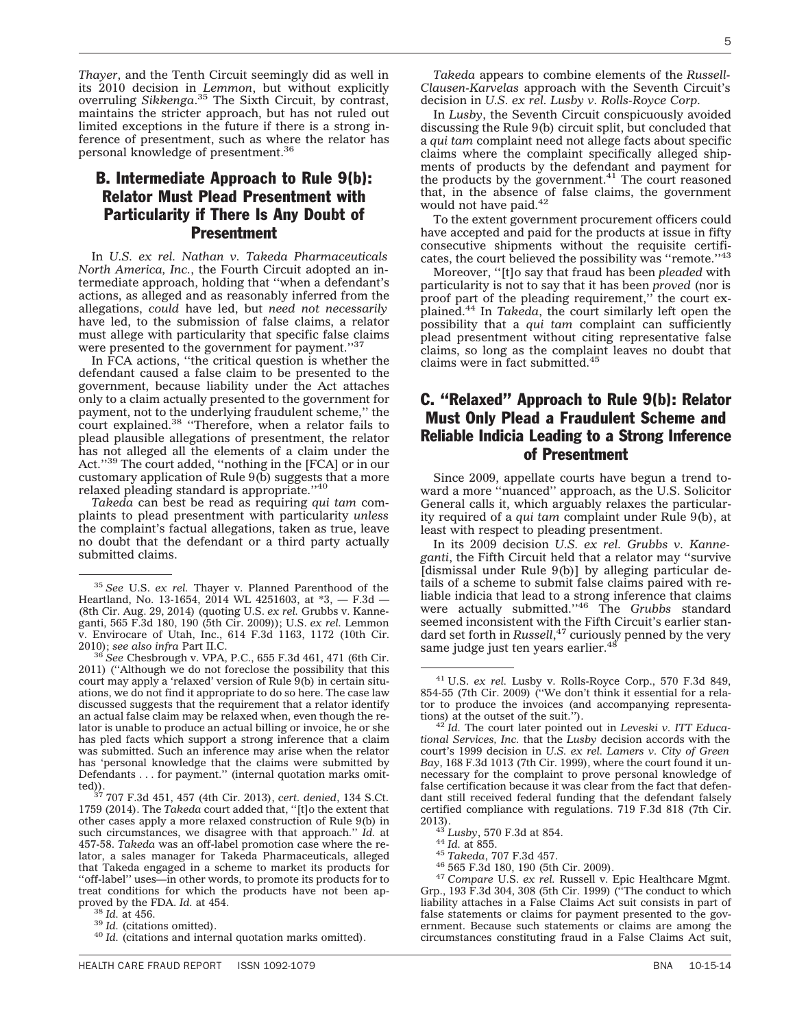*Thayer*, and the Tenth Circuit seemingly did as well in its 2010 decision in *Lemmon*, but without explicitly overruling *Sikkenga*.[35] The Sixth Circuit, by contrast, maintains the stricter approach, but has not ruled out limited exceptions in the future if there is a strong inference of presentment, such as where the relator has personal knowledge of presentment.[36]

## B. Intermediate Approach to Rule 9(b): Relator Must Plead Presentment with Particularity if There Is Any Doubt of Presentment

In *U.S. ex rel. Nathan v. Takeda Pharmaceuticals North America, Inc.*, the Fourth Circuit adopted an intermediate approach, holding that ''when a defendant's actions, as alleged and as reasonably inferred from the allegations, *could* have led, but *need not necessarily* have led, to the submission of false claims, a relator must allege with particularity that specific false claims were presented to the government for payment.''[37]

In FCA actions, ''the critical question is whether the defendant caused a false claim to be presented to the government, because liability under the Act attaches only to a claim actually presented to the government for payment, not to the underlying fraudulent scheme,'' the court explained.[38] ''Therefore, when a relator fails to plead plausible allegations of presentment, the relator has not alleged all the elements of a claim under the Act.''[39] The court added, ''nothing in the [FCA] or in our customary application of Rule 9(b) suggests that a more relaxed pleading standard is appropriate.''[40]

*Takeda* can best be read as requiring *qui tam* complaints to plead presentment with particularity *unless* the complaint's factual allegations, taken as true, leave no doubt that the defendant or a third party actually submitted claims.

*Takeda* appears to combine elements of the *Russell-Clausen-Karvelas* approach with the Seventh Circuit's decision in *U.S. ex rel. Lusby v. Rolls-Royce Corp.*

In *Lusby*, the Seventh Circuit conspicuously avoided discussing the Rule 9(b) circuit split, but concluded that a *qui tam* complaint need not allege facts about specific claims where the complaint specifically alleged shipments of products by the defendant and payment for the products by the government.[41] The court reasoned that, in the absence of false claims, the government would not have paid.[42]

To the extent government procurement officers could have accepted and paid for the products at issue in fifty consecutive shipments without the requisite certificates, the court believed the possibility was ''remote.''[43]

Moreover, ''[t]o say that fraud has been *pleaded* with particularity is not to say that it has been *proved* (nor is proof part of the pleading requirement,'' the court explained.[44] In *Takeda*, the court similarly left open the possibility that a *qui tam* complaint can sufficiently plead presentment without citing representative false claims, so long as the complaint leaves no doubt that claims were in fact submitted.[45]

## C. ''Relaxed'' Approach to Rule 9(b): Relator Must Only Plead a Fraudulent Scheme and Reliable Indicia Leading to a Strong Inference of Presentment

Since 2009, appellate courts have begun a trend toward a more ''nuanced'' approach, as the U.S. Solicitor General calls it, which arguably relaxes the particularity required of a *qui tam* complaint under Rule 9(b), at least with respect to pleading presentment.

In its 2009 decision *U.S. ex rel. Grubbs v. Kanneganti*, the Fifth Circuit held that a relator may ''survive [dismissal under Rule 9(b)] by alleging particular details of a scheme to submit false claims paired with reliable indicia that lead to a strong inference that claims were actually submitted.''[46] The *Grubbs* standard seemed inconsistent with the Fifth Circuit's earlier standard set forth in *Russell*,[47] curiously penned by the very same judge just ten years earlier.[48]

---

[35] *See* U.S. *ex rel.* Thayer v. Planned Parenthood of the Heartland, No. 13-1654, 2014 WL 4251603, at *3, — F.3d — (8th Cir. Aug. 29, 2014) (quoting U.S. *ex rel.* Grubbs v. Kanneganti, 565 F.3d 180, 190 (5th Cir. 2009)); U.S. *ex rel.* Lemmon v. Envirocare of Utah, Inc., 614 F.3d 1163, 1172 (10th Cir. 2010); *see also infra* Part II.C.

[36] *See* Chesbrough v. VPA, P.C., 655 F.3d 461, 471 (6th Cir. 2011) (''Although we do not foreclose the possibility that this court may apply a 'relaxed' version of Rule 9(b) in certain situations, we do not find it appropriate to do so here. The case law discussed suggests that the requirement that a relator identify an actual false claim may be relaxed when, even though the relator is unable to produce an actual billing or invoice, he or she has pled facts which support a strong inference that a claim was submitted. Such an inference may arise when the relator has 'personal knowledge that the claims were submitted by Defendants . . . for payment.'' (internal quotation marks omitted)).

[37] 707 F.3d 451, 457 (4th Cir. 2013), *cert. denied*, 134 S.Ct. 1759 (2014). The *Takeda* court added that, ''[t]o the extent that other cases apply a more relaxed construction of Rule 9(b) in such circumstances, we disagree with that approach.'' *Id.* at 457-58. *Takeda* was an off-label promotion case where the relator, a sales manager for Takeda Pharmaceuticals, alleged that Takeda engaged in a scheme to market its products for ''off-label'' uses—in other words, to promote its products for to treat conditions for which the products have not been approved by the FDA. *Id.* at 454.

[38] *Id.* at 456.

[39] *Id.* (citations omitted).

[40] *Id.* (citations and internal quotation marks omitted).

[41] U.S. *ex rel.* Lusby v. Rolls-Royce Corp., 570 F.3d 849, 854-55 (7th Cir. 2009) (''We don't think it essential for a relator to produce the invoices (and accompanying representations) at the outset of the suit.'').

[42] *Id.* The court later pointed out in *Leveski v. ITT Educational Services, Inc.* that the *Lusby* decision accords with the court's 1999 decision in *U.S. ex rel. Lamers v. City of Green Bay*, 168 F.3d 1013 (7th Cir. 1999), where the court found it unnecessary for the complaint to prove personal knowledge of false certification because it was clear from the fact that defendant still received federal funding that the defendant falsely certified compliance with regulations. 719 F.3d 818 (7th Cir. 2013).

[43] *Lusby*, 570 F.3d at 854.

[44] *Id.* at 855.

[45] *Takeda*, 707 F.3d 457.

[46] 565 F.3d 180, 190 (5th Cir. 2009).

[47] *Compare* U.S. *ex rel.* Russell v. Epic Healthcare Mgmt. Grp., 193 F.3d 304, 308 (5th Cir. 1999) (''The conduct to which liability attaches in a False Claims Act suit consists in part of false statements or claims for payment presented to the government. Because such statements or claims are among the circumstances constituting fraud in a False Claims Act suit,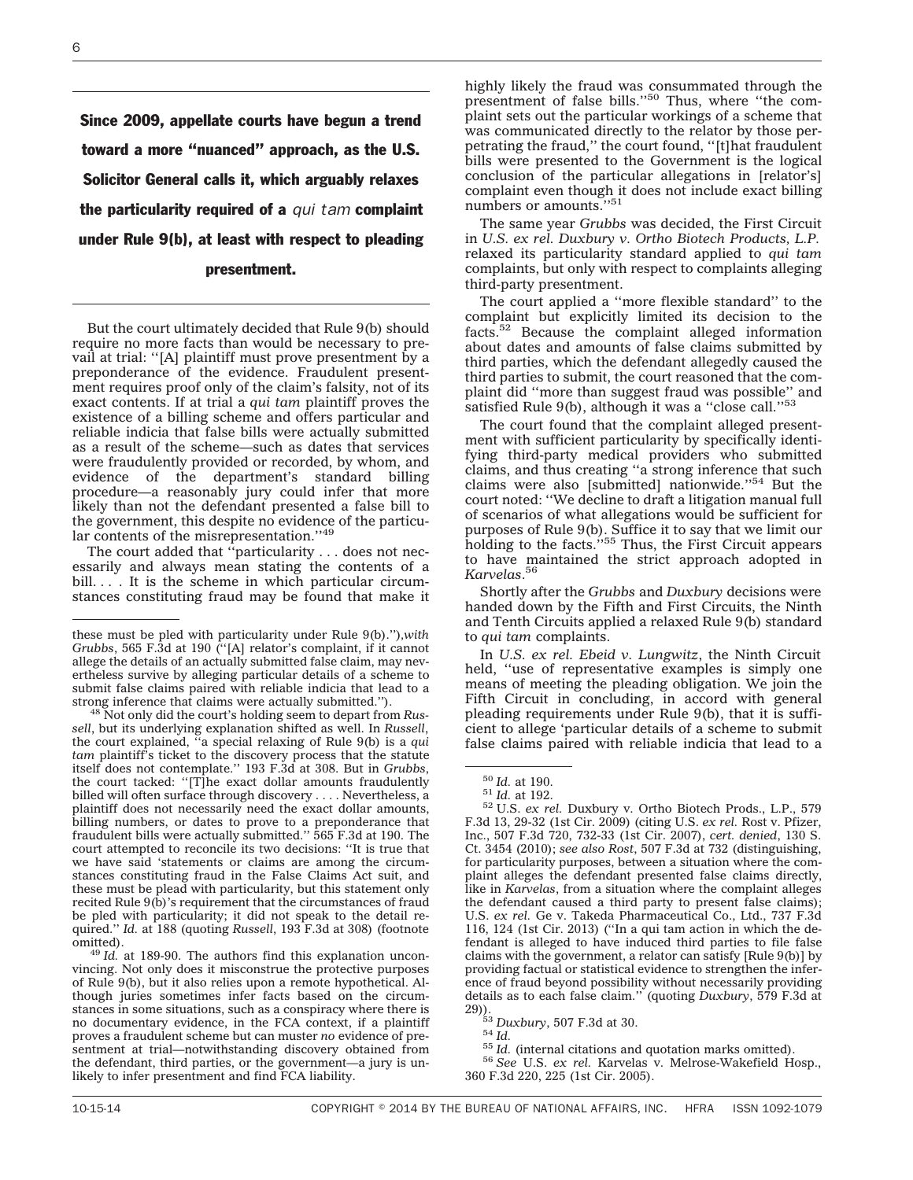**Since 2009, appellate courts have begun a trend toward a more "nuanced" approach, as the U.S. Solicitor General calls it, which arguably relaxes the particularity required of a *qui tam* complaint under Rule 9(b), at least with respect to pleading presentment.**

But the court ultimately decided that Rule 9(b) should require no more facts than would be necessary to prevail at trial: ''[A] plaintiff must prove presentment by a preponderance of the evidence. Fraudulent presentment requires proof only of the claim's falsity, not of its exact contents. If at trial a *qui tam* plaintiff proves the existence of a billing scheme and offers particular and reliable indicia that false bills were actually submitted as a result of the scheme—such as dates that services were fraudulently provided or recorded, by whom, and evidence of the department's standard billing procedure—a reasonably jury could infer that more likely than not the defendant presented a false bill to the government, this despite no evidence of the particular contents of the misrepresentation.''[49]

The court added that ''particularity . . . does not necessarily and always mean stating the contents of a bill. . . . It is the scheme in which particular circumstances constituting fraud may be found that make it highly likely the fraud was consummated through the presentment of false bills.''[50] Thus, where ''the complaint sets out the particular workings of a scheme that was communicated directly to the relator by those perpetrating the fraud,'' the court found, ''[t]hat fraudulent bills were presented to the Government is the logical conclusion of the particular allegations in [relator's] complaint even though it does not include exact billing numbers or amounts.''[51]

The same year *Grubbs* was decided, the First Circuit in *U.S. ex rel. Duxbury v. Ortho Biotech Products, L.P.* relaxed its particularity standard applied to *qui tam* complaints, but only with respect to complaints alleging third-party presentment.

The court applied a ''more flexible standard'' to the complaint but explicitly limited its decision to the facts.[52] Because the complaint alleged information about dates and amounts of false claims submitted by third parties, which the defendant allegedly caused the third parties to submit, the court reasoned that the complaint did ''more than suggest fraud was possible'' and satisfied Rule 9(b), although it was a ''close call.''[53]

The court found that the complaint alleged presentment with sufficient particularity by specifically identifying third-party medical providers who submitted claims, and thus creating ''a strong inference that such claims were also [submitted] nationwide.''[54] But the court noted: ''We decline to draft a litigation manual full of scenarios of what allegations would be sufficient for purposes of Rule 9(b). Suffice it to say that we limit our holding to the facts.''[55] Thus, the First Circuit appears to have maintained the strict approach adopted in *Karvelas*.[56]

Shortly after the *Grubbs* and *Duxbury* decisions were handed down by the Fifth and First Circuits, the Ninth and Tenth Circuits applied a relaxed Rule 9(b) standard to *qui tam* complaints.

In *U.S. ex rel. Ebeid v. Lungwitz*, the Ninth Circuit held, ''use of representative examples is simply one means of meeting the pleading obligation. We join the Fifth Circuit in concluding, in accord with general pleading requirements under Rule 9(b), that it is sufficient to allege 'particular details of a scheme to submit false claims paired with reliable indicia that lead to a

---

these must be pled with particularity under Rule 9(b).''),*with Grubbs*, 565 F.3d at 190 (''[A] relator's complaint, if it cannot allege the details of an actually submitted false claim, may nevertheless survive by alleging particular details of a scheme to submit false claims paired with reliable indicia that lead to a strong inference that claims were actually submitted.'').

[48] Not only did the court's holding seem to depart from *Russell*, but its underlying explanation shifted as well. In *Russell*, the court explained, ''a special relaxing of Rule 9(b) is a *qui tam* plaintiff's ticket to the discovery process that the statute itself does not contemplate.'' 193 F.3d at 308. But in *Grubbs*, the court tacked: ''[T]he exact dollar amounts fraudulently billed will often surface through discovery . . . . Nevertheless, a plaintiff does not necessarily need the exact dollar amounts, billing numbers, or dates to prove to a preponderance that fraudulent bills were actually submitted.'' 565 F.3d at 190. The court attempted to reconcile its two decisions: ''It is true that we have said 'statements or claims are among the circumstances constituting fraud in the False Claims Act suit, and these must be plead with particularity, but this statement only recited Rule 9(b)'s requirement that the circumstances of fraud be pled with particularity; it did not speak to the detail required.'' *Id.* at 188 (quoting *Russell*, 193 F.3d at 308) (footnote omitted).

[49] *Id.* at 189-90. The authors find this explanation unconvincing. Not only does it misconstrue the protective purposes of Rule 9(b), but it also relies upon a remote hypothetical. Although juries sometimes infer facts based on the circumstances in some situations, such as a conspiracy where there is no documentary evidence, in the FCA context, if a plaintiff proves a fraudulent scheme but can muster *no* evidence of presentment at trial—notwithstanding discovery obtained from the defendant, third parties, or the government—a jury is unlikely to infer presentment and find FCA liability.

[50] *Id.* at 190.

[51] *Id.* at 192.

[52] U.S. *ex rel.* Duxbury v. Ortho Biotech Prods., L.P., 579 F.3d 13, 29-32 (1st Cir. 2009) (citing U.S. *ex rel.* Rost v. Pfizer, Inc., 507 F.3d 720, 732-33 (1st Cir. 2007), *cert. denied*, 130 S. Ct. 3454 (2010); *see also Rost*, 507 F.3d at 732 (distinguishing, for particularity purposes, between a situation where the complaint alleges the defendant presented false claims directly, like in *Karvelas*, from a situation where the complaint alleges the defendant caused a third party to present false claims); U.S. *ex rel.* Ge v. Takeda Pharmaceutical Co., Ltd., 737 F.3d 116, 124 (1st Cir. 2013) (''In a qui tam action in which the defendant is alleged to have induced third parties to file false claims with the government, a relator can satisfy [Rule 9(b)] by providing factual or statistical evidence to strengthen the inference of fraud beyond possibility without necessarily providing details as to each false claim.'' (quoting *Duxbury*, 579 F.3d at 29)).

[53] *Duxbury*, 507 F.3d at 30.

[54] *Id.*

[55] *Id.* (internal citations and quotation marks omitted).

[56] *See* U.S. *ex rel.* Karvelas v. Melrose-Wakefield Hosp., 360 F.3d 220, 225 (1st Cir. 2005).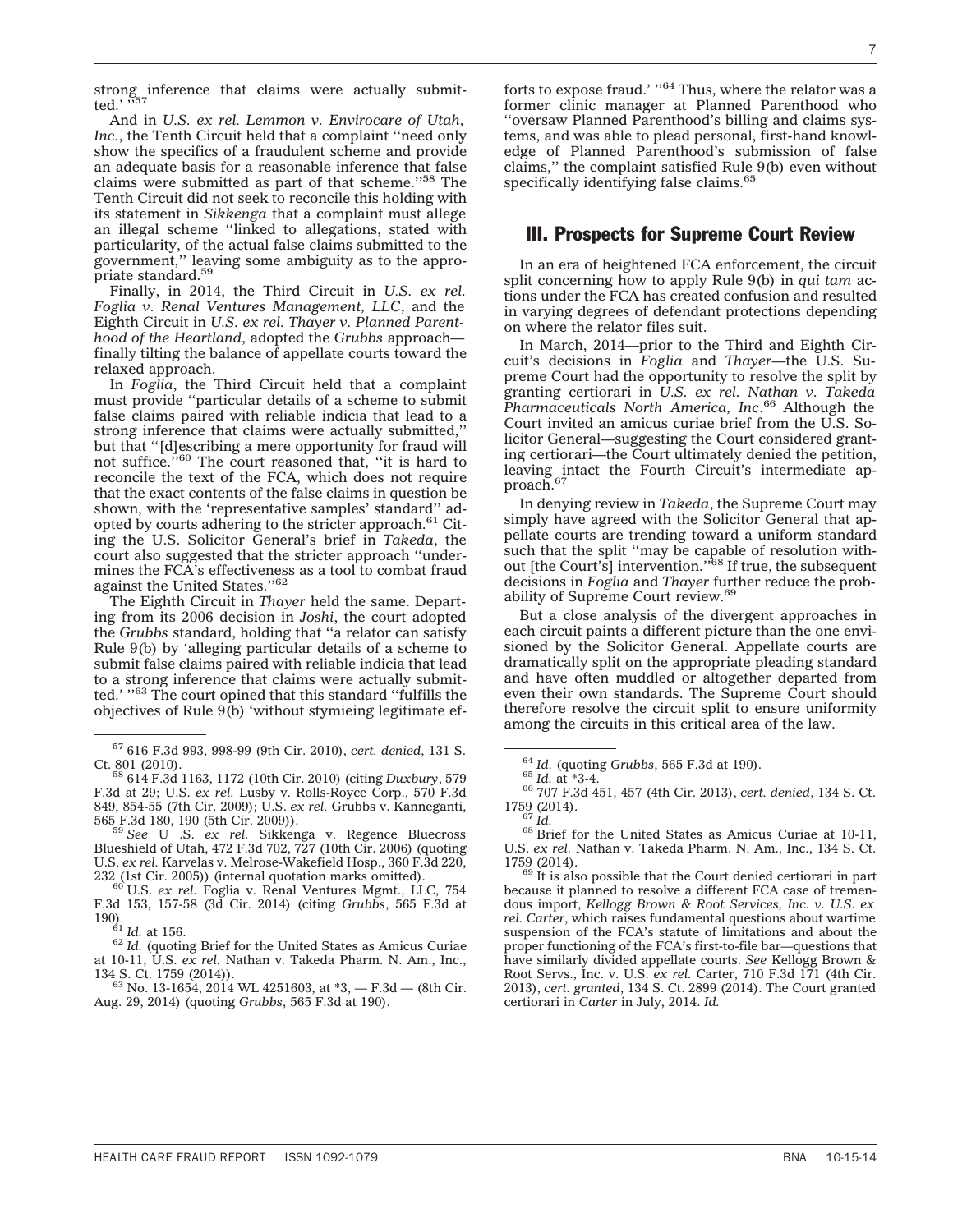strong inference that claims were actually submitted.' "[57]

And in *U.S. ex rel. Lemmon v. Envirocare of Utah, Inc.*, the Tenth Circuit held that a complaint "need only show the specifics of a fraudulent scheme and provide an adequate basis for a reasonable inference that false claims were submitted as part of that scheme."[58] The Tenth Circuit did not seek to reconcile this holding with its statement in *Sikkenga* that a complaint must allege an illegal scheme "linked to allegations, stated with particularity, of the actual false claims submitted to the government," leaving some ambiguity as to the appropriate standard.[59]

Finally, in 2014, the Third Circuit in *U.S. ex rel. Foglia v. Renal Ventures Management, LLC*, and the Eighth Circuit in *U.S. ex rel. Thayer v. Planned Parenthood of the Heartland*, adopted the *Grubbs* approach—finally tilting the balance of appellate courts toward the relaxed approach.

In *Foglia*, the Third Circuit held that a complaint must provide "particular details of a scheme to submit false claims paired with reliable indicia that lead to a strong inference that claims were actually submitted," but that "[d]escribing a mere opportunity for fraud will not suffice."[60] The court reasoned that, "it is hard to reconcile the text of the FCA, which does not require that the exact contents of the false claims in question be shown, with the 'representative samples' standard" adopted by courts adhering to the stricter approach.[61] Citing the U.S. Solicitor General's brief in *Takeda*, the court also suggested that the stricter approach "undermines the FCA's effectiveness as a tool to combat fraud against the United States."[62]

The Eighth Circuit in *Thayer* held the same. Departing from its 2006 decision in *Joshi*, the court adopted the *Grubbs* standard, holding that "a relator can satisfy Rule 9(b) by 'alleging particular details of a scheme to submit false claims paired with reliable indicia that lead to a strong inference that claims were actually submitted.' "[63] The court opined that this standard "fulfills the objectives of Rule 9(b) 'without stymieing legitimate efforts to expose fraud.' "[64] Thus, where the relator was a former clinic manager at Planned Parenthood who "oversaw Planned Parenthood's billing and claims systems, and was able to plead personal, first-hand knowledge of Planned Parenthood's submission of false claims," the complaint satisfied Rule 9(b) even without specifically identifying false claims.[65]

## III. Prospects for Supreme Court Review

In an era of heightened FCA enforcement, the circuit split concerning how to apply Rule 9(b) in *qui tam* actions under the FCA has created confusion and resulted in varying degrees of defendant protections depending on where the relator files suit.

In March, 2014—prior to the Third and Eighth Circuit's decisions in *Foglia* and *Thayer*—the U.S. Supreme Court had the opportunity to resolve the split by granting certiorari in *U.S. ex rel. Nathan v. Takeda Pharmaceuticals North America, Inc.*[66] Although the Court invited an amicus curiae brief from the U.S. Solicitor General—suggesting the Court considered granting certiorari—the Court ultimately denied the petition, leaving intact the Fourth Circuit's intermediate approach.[67]

In denying review in *Takeda*, the Supreme Court may simply have agreed with the Solicitor General that appellate courts are trending toward a uniform standard such that the split "may be capable of resolution without [the Court's] intervention."[68] If true, the subsequent decisions in *Foglia* and *Thayer* further reduce the probability of Supreme Court review.[69]

But a close analysis of the divergent approaches in each circuit paints a different picture than the one envisioned by the Solicitor General. Appellate courts are dramatically split on the appropriate pleading standard and have often muddled or altogether departed from even their own standards. The Supreme Court should therefore resolve the circuit split to ensure uniformity among the circuits in this critical area of the law.

---

[57] 616 F.3d 993, 998-99 (9th Cir. 2010), *cert. denied*, 131 S. Ct. 801 (2010).

[58] 614 F.3d 1163, 1172 (10th Cir. 2010) (citing *Duxbury*, 579 F.3d at 29; U.S. *ex rel.* Lusby v. Rolls-Royce Corp., 570 F.3d 849, 854-55 (7th Cir. 2009); U.S. *ex rel.* Grubbs v. Kanneganti, 565 F.3d 180, 190 (5th Cir. 2009)).

[59] *See* U .S. *ex rel.* Sikkenga v. Regence Bluecross Blueshield of Utah, 472 F.3d 702, 727 (10th Cir. 2006) (quoting U.S. *ex rel.* Karvelas v. Melrose-Wakefield Hosp., 360 F.3d 220, 232 (1st Cir. 2005)) (internal quotation marks omitted).

[60] U.S. *ex rel.* Foglia v. Renal Ventures Mgmt., LLC, 754 F.3d 153, 157-58 (3d Cir. 2014) (citing *Grubbs*, 565 F.3d at 190).

[61] *Id.* at 156.

[62] *Id.* (quoting Brief for the United States as Amicus Curiae at 10-11, U.S. *ex rel.* Nathan v. Takeda Pharm. N. Am., Inc., 134 S. Ct. 1759 (2014)).

[63] No. 13-1654, 2014 WL 4251603, at *3, — F.3d — (8th Cir. Aug. 29, 2014) (quoting *Grubbs*, 565 F.3d at 190).

[64] *Id.* (quoting *Grubbs*, 565 F.3d at 190).

[65] *Id.* at *3-4.

[66] 707 F.3d 451, 457 (4th Cir. 2013), *cert. denied*, 134 S. Ct. 1759 (2014).

[67] *Id.*

[68] Brief for the United States as Amicus Curiae at 10-11, U.S. *ex rel.* Nathan v. Takeda Pharm. N. Am., Inc., 134 S. Ct. 1759 (2014).

[69] It is also possible that the Court denied certiorari in part because it planned to resolve a different FCA case of tremendous import, *Kellogg Brown & Root Services, Inc. v. U.S. ex rel. Carter*, which raises fundamental questions about wartime suspension of the FCA's statute of limitations and about the proper functioning of the FCA's first-to-file bar—questions that have similarly divided appellate courts. *See* Kellogg Brown & Root Servs., Inc. v. U.S. *ex rel.* Carter, 710 F.3d 171 (4th Cir. 2013), *cert. granted*, 134 S. Ct. 2899 (2014). The Court granted certiorari in *Carter* in July, 2014. *Id.*